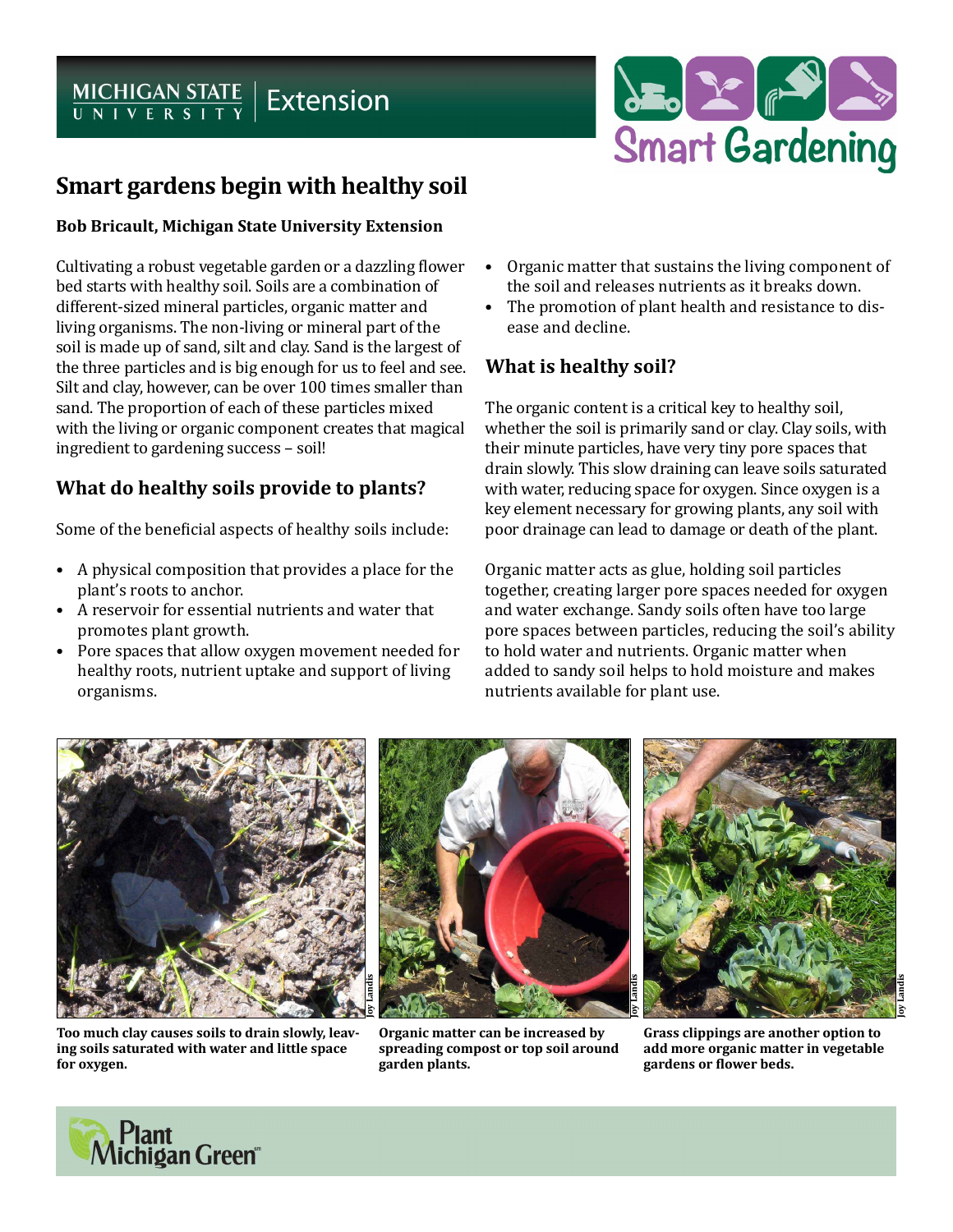# Smart gardens begin with healthy soil

**Bob Bricault, Michigan State University Extension**

Cultivating a robust vegetable garden or a dazzling flower bed starts with healthy soil. Soils are a combination of different-sized mineral particles, organic matter and living organisms. The non-living or mineral part of the soil is made up of sand, silt and clay. Sand is the largest of the three particles and is big enough for us to feel and see. Silt and clay, however, can be over 100 times smaller than sand. The proportion of each of these particles mixed with the living or organic component creates that magical ingredient to gardening success – soil!

## What do healthy soils provide to plants?

Some of the beneficial aspects of healthy soils include:

- A physical composition that provides a place for the plant's roots to anchor.
- A reservoir for essential nutrients and water that promotes plant growth.
- Pore spaces that allow oxygen movement needed for healthy roots, nutrient uptake and support of living organisms.
- Organic matter that sustains the living component of the soil and releases nutrients as it breaks down.
- The promotion of plant health and resistance to disease and decline.

## What is healthy soil?

The organic content is a critical key to healthy soil, whether the soil is primarily sand or clay. Clay soils, with their minute particles, have very tiny pore spaces that drain slowly. This slow draining can leave soils saturated with water, reducing space for oxygen. Since oxygen is a key element necessary for growing plants, any soil with poor drainage can lead to damage or death of the plant.

Organic matter acts as glue, holding soil particles together, creating larger pore spaces needed for oxygen and water exchange. Sandy soils often have too large pore spaces between particles, reducing the soil's ability to hold water and nutrients. Organic matter when added to sandy soil helps to hold moisture and makes nutrients available for plant use.

**Too much clay causes soils to drain slowly, leaving soils saturated with water and little space for oxygen.**

**Organic matter can be increased by spreading compost or top soil around garden plants.**

**Grass clippings are another option to add more organic matter in vegetable gardens or flower beds.**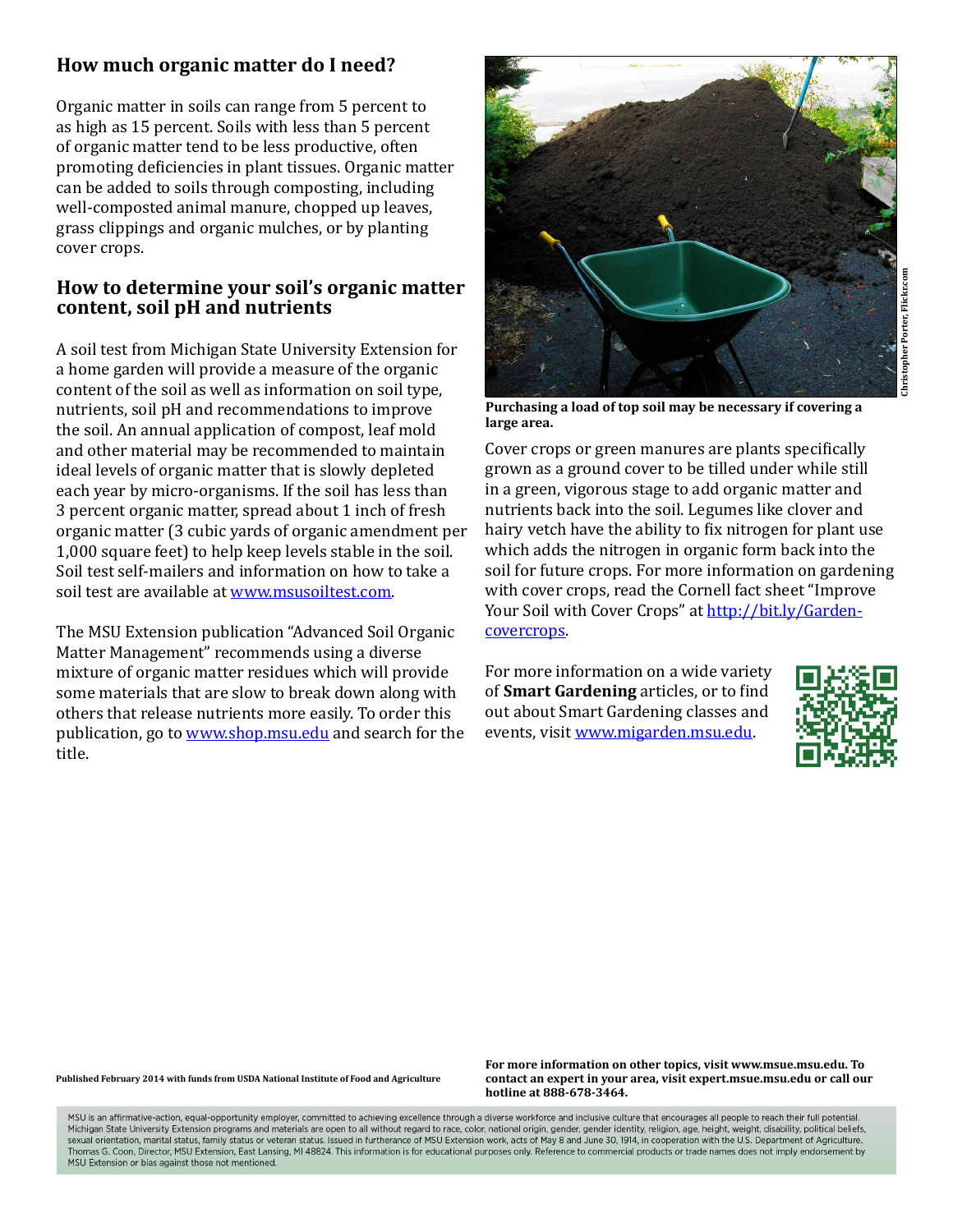## How much organic matter do I need?

Organic matter in soils can range from 5 percent to as high as 15 percent. Soils with less than 5 percent of organic matter tend to be less productive, often promoting deficiencies in plant tissues. Organic matter can be added to soils through composting, including well-composted animal manure, chopped up leaves, grass clippings and organic mulches, or by planting cover crops.

## How to determine your soil's organic matter content, soil pH and nutrients

A soil test from Michigan State University Extension for a home garden will provide a measure of the organic content of the soil as well as information on soil type, nutrients, soil pH and recommendations to improve the soil. An annual application of compost, leaf mold and other material may be recommended to maintain ideal levels of organic matter that is slowly depleted each year by micro-organisms. If the soil has less than 3 percent organic matter, spread about 1 inch of fresh organic matter (3 cubic yards of organic amendment per 1,000 square feet) to help keep levels stable in the soil. Soil test self-mailers and information on how to take a soil test are available at www.msusoiltest.com.

The MSU Extension publication "Advanced Soil Organic Matter Management" recommends using a diverse mixture of organic matter residues which will provide some materials that are slow to break down along with others that release nutrients more easily. To order this publication, go to www.shop.msu.edu and search for the title.

Christopher Porter, Flickr.com

**Purchasing a load of top soil may be necessary if covering a large area.**

Cover crops or green manures are plants specifically grown as a ground cover to be tilled under while still in a green, vigorous stage to add organic matter and nutrients back into the soil. Legumes like clover and hairy vetch have the ability to fix nitrogen for plant use which adds the nitrogen in organic form back into the soil for future crops. For more information on gardening with cover crops, read the Cornell fact sheet "Improve Your Soil with Cover Crops" at http://bit.ly/Garden-covercrops.

For more information on a wide variety of **Smart Gardening** articles, or to find out about Smart Gardening classes and events, visit www.migarden.msu.edu.

**Published February 2014 with funds from USDA National Institute of Food and Agriculture**

**For more information on other topics, visit www.msue.msu.edu. To contact an expert in your area, visit expert.msue.msu.edu or call our hotline at 888-678-3464.**

MSU is an affirmative-action, equal-opportunity employer, committed to achieving excellence through a diverse workforce and inclusive culture that encourages all people to reach their full potential. Michigan State University Extension programs and materials are open to all without regard to race, color, national origin, gender, gender identity, religion, age, height, weight, disability, political beliefs, sexual orientation, marital status, family status or veteran status. Issued in furtherance of MSU Extension work, acts of May 8 and June 30, 1914, in cooperation with the U.S. Department of Agriculture. Thomas G. Coon, Director, MSU Extension, East Lansing, MI 48824. This information is for educational purposes only. Reference to commercial products or trade names does not imply endorsement by MSU Extension or bias against those not mentioned.